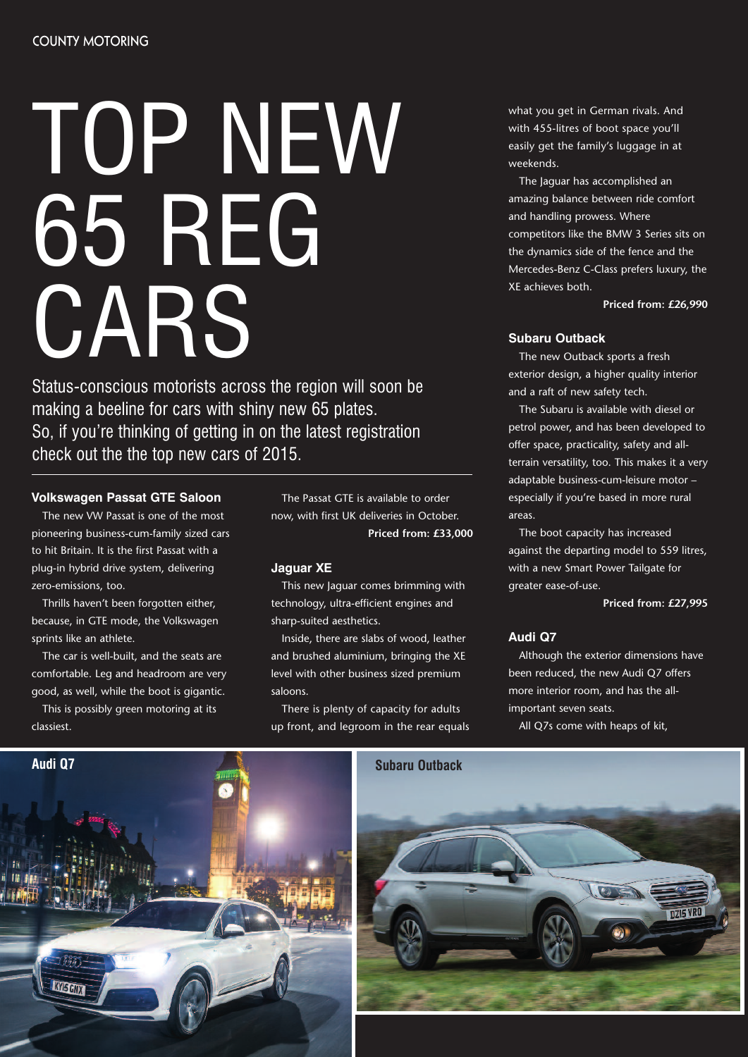# TOP NEW 65 REG CARS

Status-conscious motorists across the region will soon be making a beeline for cars with shiny new 65 plates. So, if you're thinking of getting in on the latest registration check out the the top new cars of 2015.

### Volkswagen Passat GTE Saloon

The new VW Passat is one of the most pioneering business-cum-family sized cars to hit Britain. It is the first Passat with a plug-in hybrid drive system, delivering zero-emissions, too.

Thrills haven't been forgotten either, because, in GTE mode, the Volkswagen sprints like an athlete.

The car is well-built, and the seats are comfortable. Leg and headroom are very good, as well, while the boot is gigantic.

This is possibly green motoring at its classiest.

The Passat GTE is available to order now, with first UK deliveries in October.

**Priced from: £33,000**

### Jaguar XE

This new Jaguar comes brimming with technology, ultra-efficient engines and sharp-suited aesthetics.

Inside, there are slabs of wood, leather and brushed aluminium, bringing the XE level with other business sized premium saloons.

There is plenty of capacity for adults up front, and legroom in the rear equals what you get in German rivals. And with 455-litres of boot space you'll easily get the family's luggage in at weekends.

The Jaguar has accomplished an amazing balance between ride comfort and handling prowess. Where competitors like the BMW 3 Series sits on the dynamics side of the fence and the Mercedes-Benz C-Class prefers luxury, the XE achieves both.

**Priced from: £26,990**

### Subaru Outback

The new Outback sports a fresh exterior design, a higher quality interior and a raft of new safety tech.

The Subaru is available with diesel or petrol power, and has been developed to offer space, practicality, safety and all-terrain versatility, too. This makes it a very adaptable business-cum-leisure motor – especially if you're based in more rural areas.

The boot capacity has increased against the departing model to 559 litres, with a new Smart Power Tailgate for greater ease-of-use.

**Priced from: £27,995**

### Audi Q7

Although the exterior dimensions have been reduced, the new Audi Q7 offers more interior room, and has the all-important seven seats.

All Q7s come with heaps of kit,

**Audi Q7**

**Subaru Outback**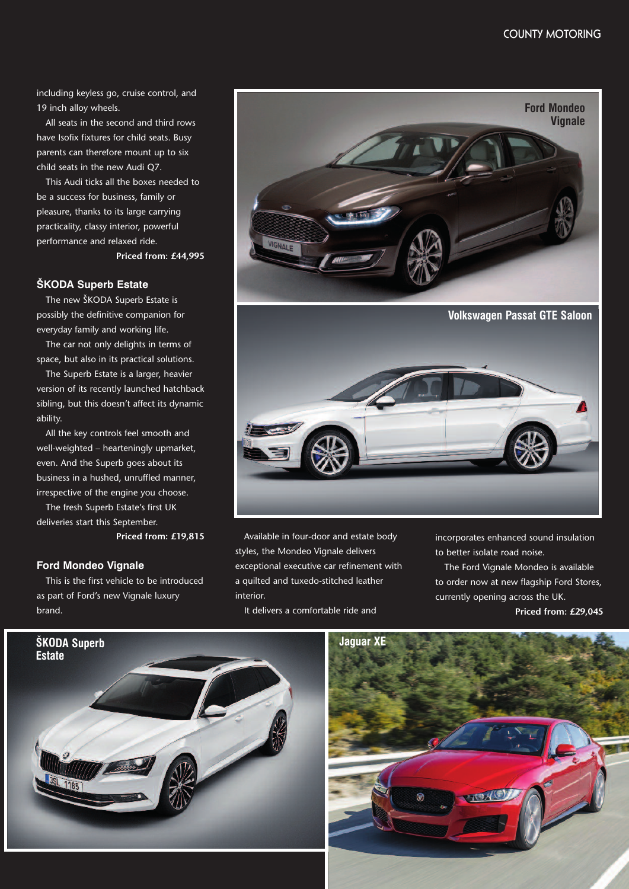including keyless go, cruise control, and 19 inch alloy wheels.

All seats in the second and third rows have Isofix fixtures for child seats. Busy parents can therefore mount up to six child seats in the new Audi Q7.

This Audi ticks all the boxes needed to be a success for business, family or pleasure, thanks to its large carrying practicality, classy interior, powerful performance and relaxed ride.

**Priced from: £44,995**

### ŠKODA Superb Estate

The new ŠKODA Superb Estate is possibly the definitive companion for everyday family and working life.

The car not only delights in terms of space, but also in its practical solutions.

The Superb Estate is a larger, heavier version of its recently launched hatchback sibling, but this doesn't affect its dynamic ability.

All the key controls feel smooth and well-weighted – hearteningly upmarket, even. And the Superb goes about its business in a hushed, unruffled manner, irrespective of the engine you choose.

The fresh Superb Estate's first UK deliveries start this September.

**Priced from: £19,815**

### Ford Mondeo Vignale

This is the first vehicle to be introduced as part of Ford's new Vignale luxury brand.

Available in four-door and estate body styles, the Mondeo Vignale delivers exceptional executive car refinement with a quilted and tuxedo-stitched leather interior.

It delivers a comfortable ride and incorporates enhanced sound insulation to better isolate road noise.

The Ford Vignale Mondeo is available to order now at new flagship Ford Stores, currently opening across the UK.

**Priced from: £29,045**

Ford Mondeo Vignale

Volkswagen Passat GTE Saloon

ŠKODA Superb Estate

Jaguar XE